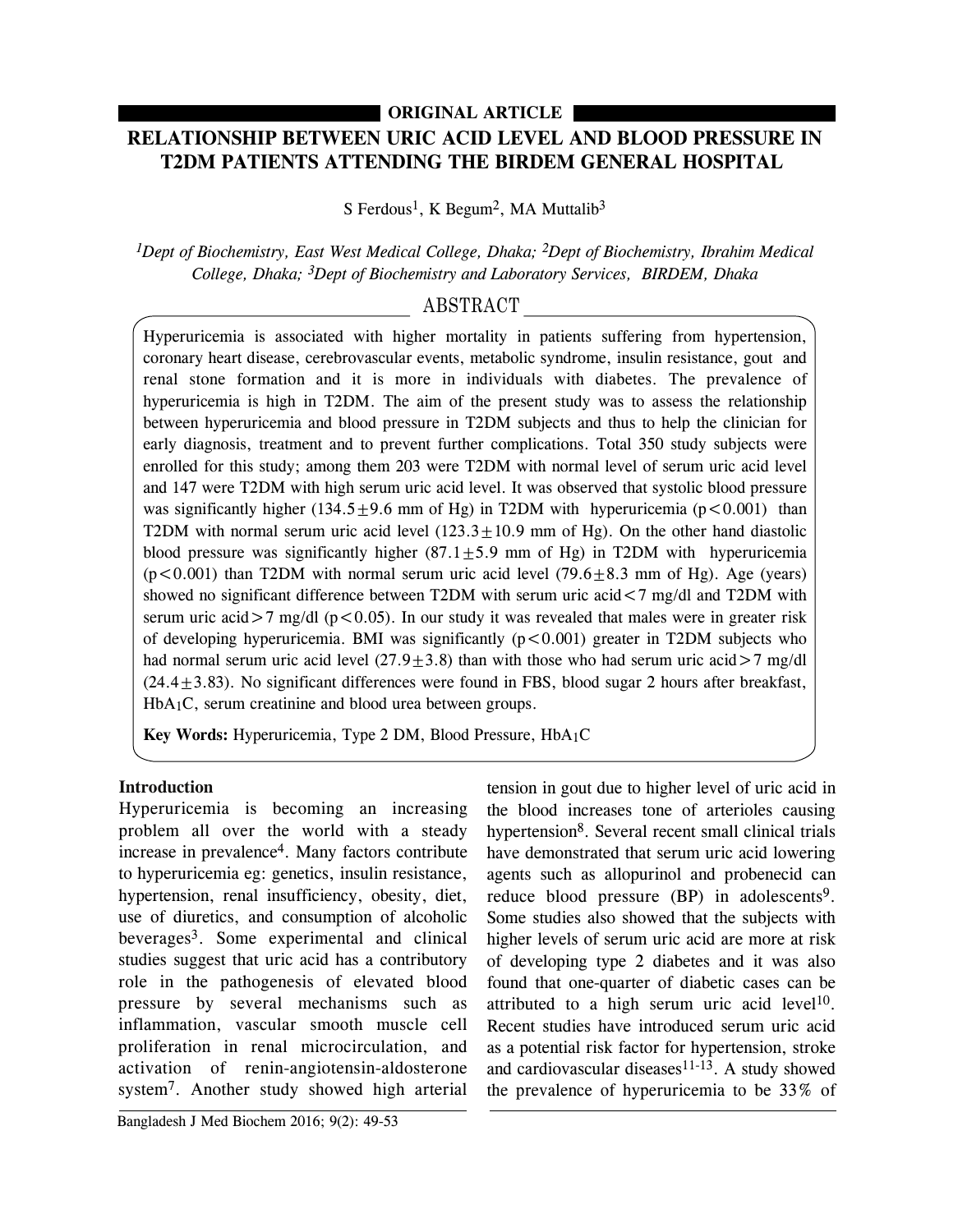**ORIGINAL ARTICLE**

# RELATIONSHIP BETWEEN URIC ACID LEVEL AND BLOOD PRESSURE IN T2DM PATIENTS ATTENDING THE BIRDEM GENERAL HOSPITAL

S Ferdous[1], K Begum[2], MA Muttalib[3]

*[1]Dept of Biochemistry, East West Medical College, Dhaka; [2]Dept of Biochemistry, Ibrahim Medical College, Dhaka; [3]Dept of Biochemistry and Laboratory Services, BIRDEM, Dhaka*

## ABSTRACT

Hyperuricemia is associated with higher mortality in patients suffering from hypertension, coronary heart disease, cerebrovascular events, metabolic syndrome, insulin resistance, gout and renal stone formation and it is more in individuals with diabetes. The prevalence of hyperuricemia is high in T2DM. The aim of the present study was to assess the relationship between hyperuricemia and blood pressure in T2DM subjects and thus to help the clinician for early diagnosis, treatment and to prevent further complications. Total 350 study subjects were enrolled for this study; among them 203 were T2DM with normal level of serum uric acid level and 147 were T2DM with high serum uric acid level. It was observed that systolic blood pressure was significantly higher ($134.5 \pm 9.6$ mm of Hg) in T2DM with hyperuricemia ($p < 0.001$) than T2DM with normal serum uric acid level ($123.3 \pm 10.9$ mm of Hg). On the other hand diastolic blood pressure was significantly higher ($87.1 \pm 5.9$ mm of Hg) in T2DM with hyperuricemia ($p < 0.001$) than T2DM with normal serum uric acid level ($79.6 \pm 8.3$ mm of Hg). Age (years) showed no significant difference between T2DM with serum uric acid < 7 mg/dl and T2DM with serum uric acid > 7 mg/dl ($p < 0.05$). In our study it was revealed that males were in greater risk of developing hyperuricemia. BMI was significantly ($p < 0.001$) greater in T2DM subjects who had normal serum uric acid level ($27.9 \pm 3.8$) than with those who had serum uric acid > 7 mg/dl ($24.4 \pm 3.83$). No significant differences were found in FBS, blood sugar 2 hours after breakfast, $HbA_1C$, serum creatinine and blood urea between groups.

**Key Words:** Hyperuricemia, Type 2 DM, Blood Pressure, $HbA_1C$

## Introduction

Hyperuricemia is becoming an increasing problem all over the world with a steady increase in prevalence[4]. Many factors contribute to hyperuricemia eg: genetics, insulin resistance, hypertension, renal insufficiency, obesity, diet, use of diuretics, and consumption of alcoholic beverages[3]. Some experimental and clinical studies suggest that uric acid has a contributory role in the pathogenesis of elevated blood pressure by several mechanisms such as inflammation, vascular smooth muscle cell proliferation in renal microcirculation, and activation of renin-angiotensin-aldosterone system[7]. Another study showed high arterial tension in gout due to higher level of uric acid in the blood increases tone of arterioles causing hypertension[8]. Several recent small clinical trials have demonstrated that serum uric acid lowering agents such as allopurinol and probenecid can reduce blood pressure (BP) in adolescents[9]. Some studies also showed that the subjects with higher levels of serum uric acid are more at risk of developing type 2 diabetes and it was also found that one-quarter of diabetic cases can be attributed to a high serum uric acid level[10]. Recent studies have introduced serum uric acid as a potential risk factor for hypertension, stroke and cardiovascular diseases[11-13]. A study showed the prevalence of hyperuricemia to be 33% of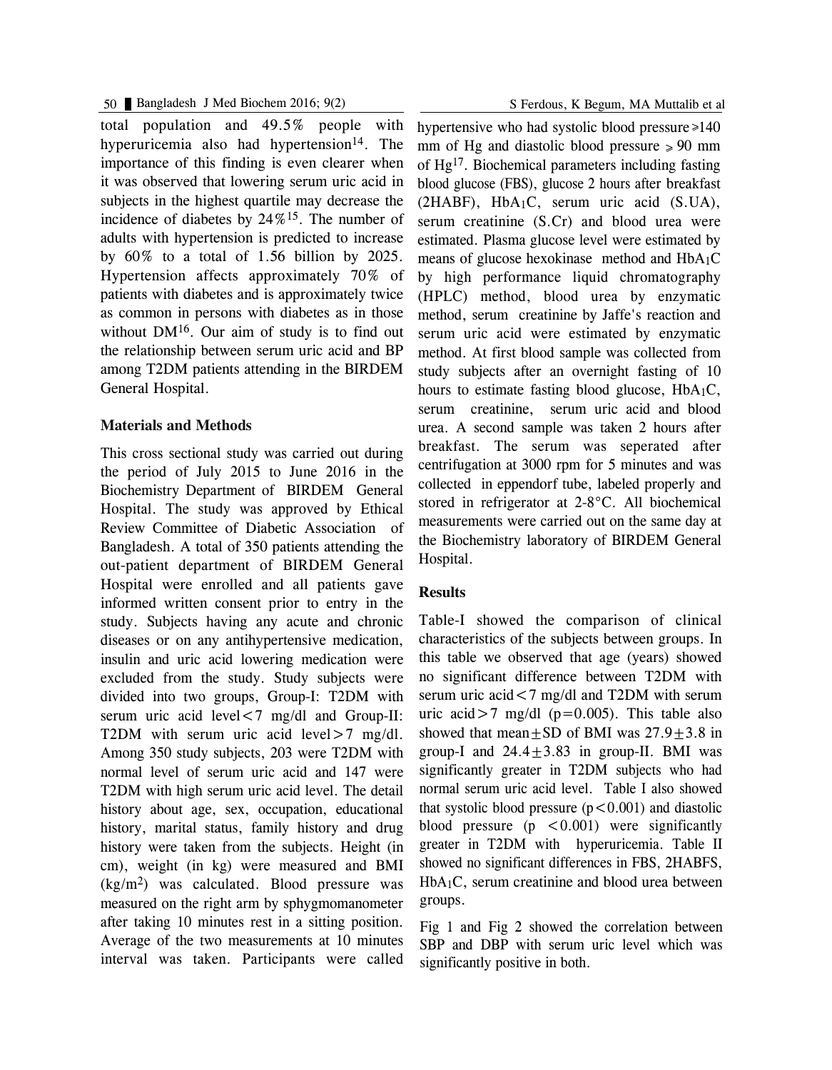total population and 49.5% people with hyperuricemia also had hypertension[14]. The importance of this finding is even clearer when it was observed that lowering serum uric acid in subjects in the highest quartile may decrease the incidence of diabetes by 24%[15]. The number of adults with hypertension is predicted to increase by 60% to a total of 1.56 billion by 2025. Hypertension affects approximately 70% of patients with diabetes and is approximately twice as common in persons with diabetes as in those without DM[16]. Our aim of study is to find out the relationship between serum uric acid and BP among T2DM patients attending in the BIRDEM General Hospital.

## Materials and Methods

This cross sectional study was carried out during the period of July 2015 to June 2016 in the Biochemistry Department of BIRDEM General Hospital. The study was approved by Ethical Review Committee of Diabetic Association of Bangladesh. A total of 350 patients attending the out-patient department of BIRDEM General Hospital were enrolled and all patients gave informed written consent prior to entry in the study. Subjects having any acute and chronic diseases or on any antihypertensive medication, insulin and uric acid lowering medication were excluded from the study. Study subjects were divided into two groups, Group-I: T2DM with serum uric acid level $<7$ mg/dl and Group-II: T2DM with serum uric acid level $>7$ mg/dl. Among 350 study subjects, 203 were T2DM with normal level of serum uric acid and 147 were T2DM with high serum uric acid level. The detail history about age, sex, occupation, educational history, marital status, family history and drug history were taken from the subjects. Height (in cm), weight (in kg) were measured and BMI ($kg/m^2$) was calculated. Blood pressure was measured on the right arm by sphygmomanometer after taking 10 minutes rest in a sitting position. Average of the two measurements at 10 minutes interval was taken. Participants were called hypertensive who had systolic blood pressure $\geq 140$ mm of Hg and diastolic blood pressure $\geq 90$ mm of Hg[17]. Biochemical parameters including fasting blood glucose (FBS), glucose 2 hours after breakfast (2HABF), $HbA_1C$, serum uric acid (S.UA), serum creatinine (S.Cr) and blood urea were estimated. Plasma glucose level were estimated by means of glucose hexokinase method and $HbA_1C$ by high performance liquid chromatography (HPLC) method, blood urea by enzymatic method, serum creatinine by Jaffe's reaction and serum uric acid were estimated by enzymatic method. At first blood sample was collected from study subjects after an overnight fasting of 10 hours to estimate fasting blood glucose, $HbA_1C$, serum creatinine, serum uric acid and blood urea. A second sample was taken 2 hours after breakfast. The serum was seperated after centrifugation at 3000 rpm for 5 minutes and was collected in eppendorf tube, labeled properly and stored in refrigerator at 2-8°C. All biochemical measurements were carried out on the same day at the Biochemistry laboratory of BIRDEM General Hospital.

## Results

Table-I showed the comparison of clinical characteristics of the subjects between groups. In this table we observed that age (years) showed no significant difference between T2DM with serum uric acid $<7$ mg/dl and T2DM with serum uric acid $>7$ mg/dl ($p=0.005$). This table also showed that mean$\pm$SD of BMI was $27.9\pm3.8$ in group-I and $24.4\pm3.83$ in group-II. BMI was significantly greater in T2DM subjects who had normal serum uric acid level. Table I also showed that systolic blood pressure ($p<0.001$) and diastolic blood pressure ($p<0.001$) were significantly greater in T2DM with hyperuricemia. Table II showed no significant differences in FBS, 2HABFS, $HbA_1C$, serum creatinine and blood urea between groups.

Fig 1 and Fig 2 showed the correlation between SBP and DBP with serum uric level which was significantly positive in both.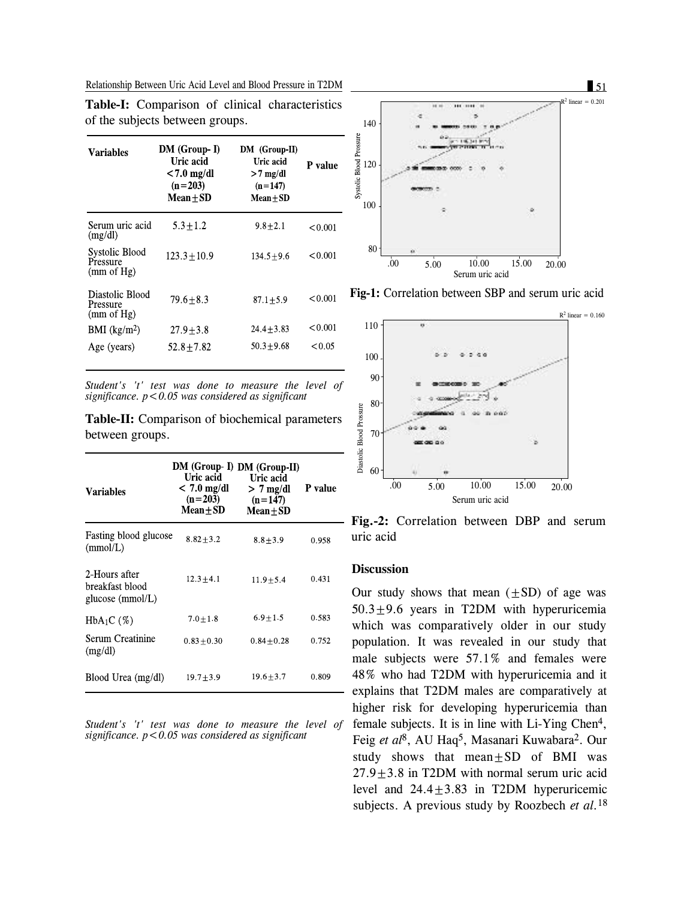**Table-I:** Comparison of clinical characteristics of the subjects between groups.

| Variables | DM (Group- I) Uric acid <7.0 mg/dl (n=203) Mean±SD | DM (Group-II) Uric acid >7 mg/dl (n=147) Mean±SD | P value |
|---|---|---|---|
| Serum uric acid (mg/dl) | 5.3±1.2 | 9.8±2.1 | <0.001 |
| Systolic Blood Pressure (mm of Hg) | 123.3±10.9 | 134.5±9.6 | <0.001 |
| Diastolic Blood Pressure (mm of Hg) | 79.6±8.3 | 87.1±5.9 | <0.001 |
| BMI (kg/m$^2$) | 27.9±3.8 | 24.4±3.83 | <0.001 |
| Age (years) | 52.8±7.82 | 50.3±9.68 | <0.05 |

*Student's 't' test was done to measure the level of significance. p<0.05 was considered as significant*

**Table-II:** Comparison of biochemical parameters between groups.

| Variables | DM (Group- I) Uric acid < 7.0 mg/dl (n=203) Mean±SD | DM (Group-II) Uric acid > 7 mg/dl (n=147) Mean±SD | P value |
|---|---|---|---|
| Fasting blood glucose (mmol/L) | 8.82±3.2 | 8.8±3.9 | 0.958 |
| 2-Hours after breakfast blood glucose (mmol/L) | 12.3±4.1 | 11.9±5.4 | 0.431 |
| $HbA_1C$ (%) | 7.0±1.8 | 6.9±1.5 | 0.583 |
| Serum Creatinine (mg/dl) | 0.83±0.30 | 0.84±0.28 | 0.752 |
| Blood Urea (mg/dl) | 19.7±3.9 | 19.6±3.7 | 0.809 |

*Student's 't' test was done to measure the level of significance. p<0.05 was considered as significant*

**Fig-1:** Correlation between SBP and serum uric acid

**Fig.-2:** Correlation between DBP and serum uric acid

## Discussion

Our study shows that mean (±SD) of age was 50.3±9.6 years in T2DM with hyperuricemia which was comparatively older in our study population. It was revealed in our study that male subjects were 57.1% and females were 48% who had T2DM with hyperuricemia and it explains that T2DM males are comparatively at higher risk for developing hyperuricemia than female subjects. It is in line with Li-Ying Chen[4], Feig *et al*[8], AU Haq[5], Masanari Kuwabara[2]. Our study shows that mean±SD of BMI was 27.9±3.8 in T2DM with normal serum uric acid level and 24.4±3.83 in T2DM hyperuricemic subjects. A previous study by Roozbech *et al.*[18]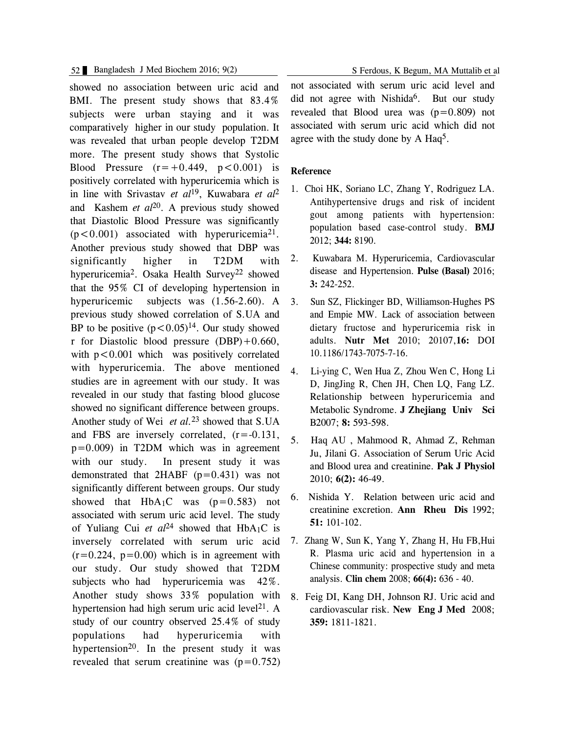showed no association between uric acid and BMI. The present study shows that 83.4% subjects were urban staying and it was comparatively higher in our study population. It was revealed that urban people develop T2DM more. The present study shows that Systolic Blood Pressure ($r=+0.449$, $p<0.001$) is positively correlated with hyperuricemia which is in line with Srivastav *et al*[19], Kuwabara *et al*[2] and Kashem *et al*[20]. A previous study showed that Diastolic Blood Pressure was significantly ($p<0.001$) associated with hyperuricemia[21]. Another previous study showed that DBP was significantly higher in T2DM with hyperuricemia[2]. Osaka Health Survey[22] showed that the 95% CI of developing hypertension in hyperuricemic subjects was (1.56-2.60). A previous study showed correlation of S.UA and BP to be positive ($p<0.05$)[14]. Our study showed r for Diastolic blood pressure (DBP)+0.660, with $p<0.001$ which was positively correlated with hyperuricemia. The above mentioned studies are in agreement with our study. It was revealed in our study that fasting blood glucose showed no significant difference between groups. Another study of Wei *et al.*[23] showed that S.UA and FBS are inversely correlated, ($r=-0.131$, $p=0.009$) in T2DM which was in agreement with our study. In present study it was demonstrated that 2HABF ($p=0.431$) was not significantly different between groups. Our study showed that $HbA_1C$ was ($p=0.583$) not associated with serum uric acid level. The study of Yuliang Cui *et al*[24] showed that $HbA_1C$ is inversely correlated with serum uric acid ($r=0.224$, $p=0.00$) which is in agreement with our study. Our study showed that T2DM subjects who had hyperuricemia was 42%. Another study shows 33% population with hypertension had high serum uric acid level[21]. A study of our country observed 25.4% of study populations had hyperuricemia with hypertension[20]. In the present study it was revealed that serum creatinine was ($p=0.752$) not associated with serum uric acid level and did not agree with Nishida[6]. But our study revealed that Blood urea was ($p=0.809$) not associated with serum uric acid which did not agree with the study done by A Haq[5].

## Reference

1. Choi HK, Soriano LC, Zhang Y, Rodriguez LA. Antihypertensive drugs and risk of incident gout among patients with hypertension: population based case-control study. **BMJ** 2012; **344:** 8190.
2. Kuwabara M. Hyperuricemia, Cardiovascular disease and Hypertension. **Pulse (Basal)** 2016; **3:** 242-252.
3. Sun SZ, Flickinger BD, Williamson-Hughes PS and Empie MW. Lack of association between dietary fructose and hyperuricemia risk in adults. **Nutr Met** 2010; 20107,**16:** DOI 10.1186/1743-7075-7-16.
4. Li-ying C, Wen Hua Z, Zhou Wen C, Hong Li D, JingJing R, Chen JH, Chen LQ, Fang LZ. Relationship between hyperuricemia and Metabolic Syndrome. **J Zhejiang Univ Sci** B2007; **8:** 593-598.
5. Haq AU , Mahmood R, Ahmad Z, Rehman Ju, Jilani G. Association of Serum Uric Acid and Blood urea and creatinine. **Pak J Physiol** 2010; **6(2):** 46-49.
6. Nishida Y. Relation between uric acid and creatinine excretion. **Ann Rheu Dis** 1992; **51:** 101-102.
7. Zhang W, Sun K, Yang Y, Zhang H, Hu FB,Hui R. Plasma uric acid and hypertension in a Chinese community: prospective study and meta analysis. **Clin chem** 2008; **66(4):** 636 - 40.
8. Feig DI, Kang DH, Johnson RJ. Uric acid and cardiovascular risk. **New Eng J Med** 2008; **359:** 1811-1821.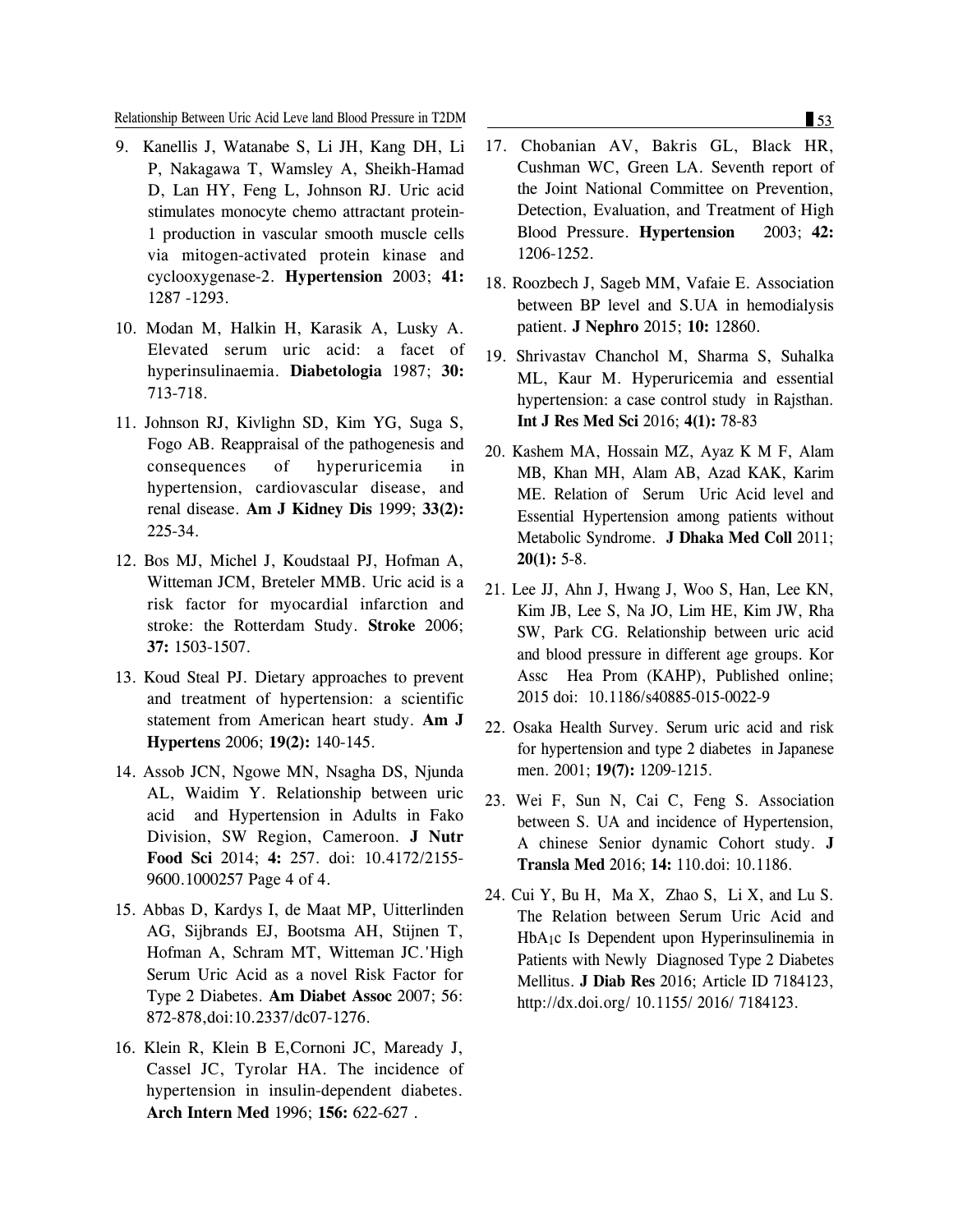9. Kanellis J, Watanabe S, Li JH, Kang DH, Li P, Nakagawa T, Wamsley A, Sheikh-Hamad D, Lan HY, Feng L, Johnson RJ. Uric acid stimulates monocyte chemo attractant protein-1 production in vascular smooth muscle cells via mitogen-activated protein kinase and cyclooxygenase-2. **Hypertension** 2003; **41:** 1287 -1293.

10. Modan M, Halkin H, Karasik A, Lusky A. Elevated serum uric acid: a facet of hyperinsulinaemia. **Diabetologia** 1987; **30:** 713-718.

11. Johnson RJ, Kivlighn SD, Kim YG, Suga S, Fogo AB. Reappraisal of the pathogenesis and consequences of hyperuricemia in hypertension, cardiovascular disease, and renal disease. **Am J Kidney Dis** 1999; **33(2):** 225-34.

12. Bos MJ, Michel J, Koudstaal PJ, Hofman A, Witteman JCM, Breteler MMB. Uric acid is a risk factor for myocardial infarction and stroke: the Rotterdam Study. **Stroke** 2006; **37:** 1503-1507.

13. Koud Steal PJ. Dietary approaches to prevent and treatment of hypertension: a scientific statement from American heart study. **Am J Hypertens** 2006; **19(2):** 140-145.

14. Assob JCN, Ngowe MN, Nsagha DS, Njunda AL, Waidim Y. Relationship between uric acid and Hypertension in Adults in Fako Division, SW Region, Cameroon. **J Nutr Food Sci** 2014; **4:** 257. doi: 10.4172/2155-9600.1000257 Page 4 of 4.

15. Abbas D, Kardys I, de Maat MP, Uitterlinden AG, Sijbrands EJ, Bootsma AH, Stijnen T, Hofman A, Schram MT, Witteman JC.'High Serum Uric Acid as a novel Risk Factor for Type 2 Diabetes. **Am Diabet Assoc** 2007; 56: 872-878,doi:10.2337/dc07-1276.

16. Klein R, Klein B E,Cornoni JC, Maready J, Cassel JC, Tyrolar HA. The incidence of hypertension in insulin-dependent diabetes. **Arch Intern Med** 1996; **156:** 622-627 .

17. Chobanian AV, Bakris GL, Black HR, Cushman WC, Green LA. Seventh report of the Joint National Committee on Prevention, Detection, Evaluation, and Treatment of High Blood Pressure. **Hypertension** 2003; **42:** 1206-1252.

18. Roozbech J, Sageb MM, Vafaie E. Association between BP level and S.UA in hemodialysis patient. **J Nephro** 2015; **10:** 12860.

19. Shrivastav Chanchol M, Sharma S, Suhalka ML, Kaur M. Hyperuricemia and essential hypertension: a case control study in Rajsthan. **Int J Res Med Sci** 2016; **4(1):** 78-83

20. Kashem MA, Hossain MZ, Ayaz K M F, Alam MB, Khan MH, Alam AB, Azad KAK, Karim ME. Relation of Serum Uric Acid level and Essential Hypertension among patients without Metabolic Syndrome. **J Dhaka Med Coll** 2011; **20(1):** 5-8.

21. Lee JJ, Ahn J, Hwang J, Woo S, Han, Lee KN, Kim JB, Lee S, Na JO, Lim HE, Kim JW, Rha SW, Park CG. Relationship between uric acid and blood pressure in different age groups. Kor Assc Hea Prom (KAHP), Published online; 2015 doi: 10.1186/s40885-015-0022-9

22. Osaka Health Survey. Serum uric acid and risk for hypertension and type 2 diabetes in Japanese men. 2001; **19(7):** 1209-1215.

23. Wei F, Sun N, Cai C, Feng S. Association between S. UA and incidence of Hypertension, A chinese Senior dynamic Cohort study. **J Transla Med** 2016; **14:** 110.doi: 10.1186.

24. Cui Y, Bu H, Ma X, Zhao S, Li X, and Lu S. The Relation between Serum Uric Acid and $HbA_{1c}$ Is Dependent upon Hyperinsulinemia in Patients with Newly Diagnosed Type 2 Diabetes Mellitus. **J Diab Res** 2016; Article ID 7184123, http://dx.doi.org/ 10.1155/ 2016/ 7184123.